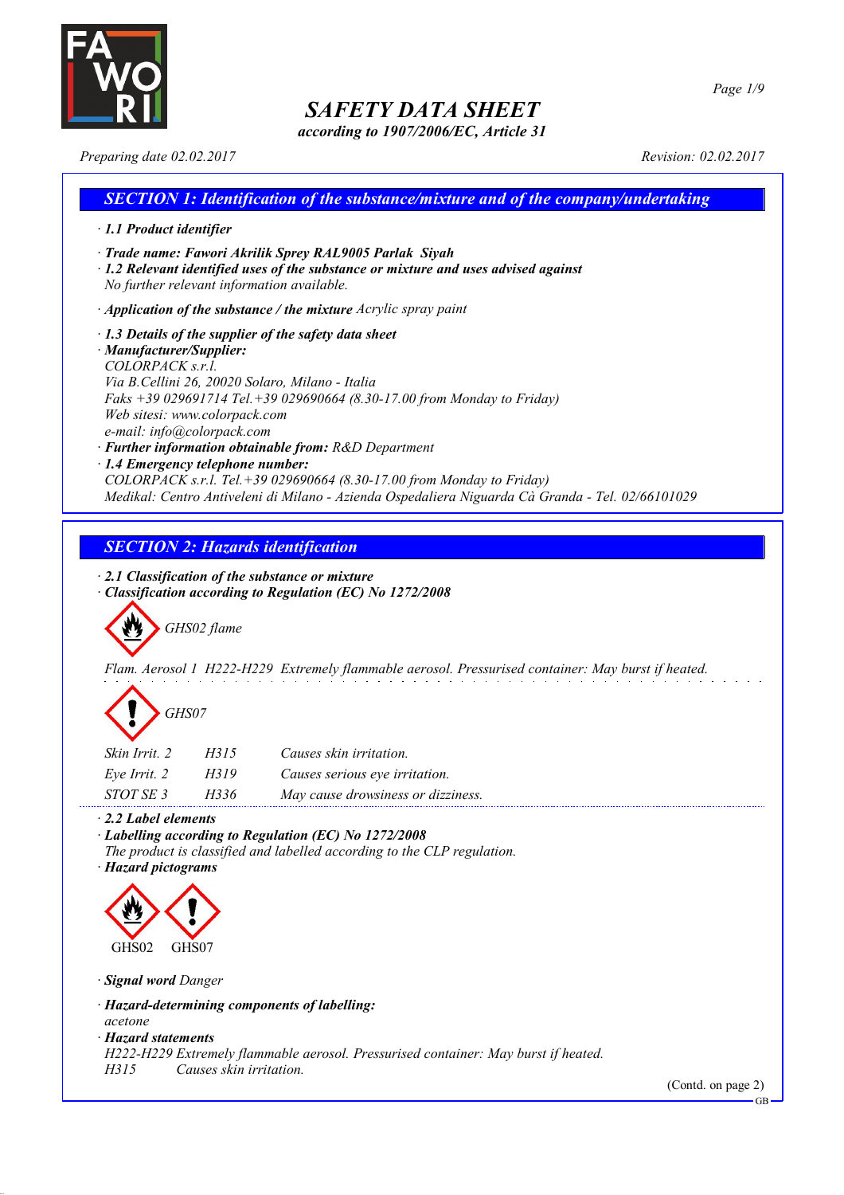# SAFETY DATA SHEET

*according to 1907/2006/EC, Article 31*

*Preparing date 02.02.2017* *Revision: 02.02.2017*

## SECTION 1: Identification of the substance/mixture and of the company/undertaking

· **1.1 Product identifier**

· **Trade name: Fawori Akrilik Sprey RAL9005 Parlak Siyah**

· **1.2 Relevant identified uses of the substance or mixture and uses advised against**
No further relevant information available.

· **Application of the substance / the mixture** Acrylic spray paint

· **1.3 Details of the supplier of the safety data sheet**

· **Manufacturer/Supplier:**
COLORPACK s.r.l.
Via B.Cellini 26, 20020 Solaro, Milano - Italia
Faks +39 029691714 Tel.+39 029690664 (8.30-17.00 from Monday to Friday)
Web sitesi: www.colorpack.com
e-mail: info@colorpack.com

· **Further information obtainable from:** R&D Department

· **1.4 Emergency telephone number:**
COLORPACK s.r.l. Tel.+39 029690664 (8.30-17.00 from Monday to Friday)
Medikal: Centro Antiveleni di Milano - Azienda Ospedaliera Niguarda Cà Granda - Tel. 02/66101029

## SECTION 2: Hazards identification

· **2.1 Classification of the substance or mixture**

· **Classification according to Regulation (EC) No 1272/2008**

GHS02 flame

Flam. Aerosol 1 H222-H229 Extremely flammable aerosol. Pressurised container: May burst if heated.

GHS07

| | | |
|---|---|---|
| Skin Irrit. 2 | H315 | Causes skin irritation. |
| Eye Irrit. 2 | H319 | Causes serious eye irritation. |
| STOT SE 3 | H336 | May cause drowsiness or dizziness. |

· **2.2 Label elements**

· **Labelling according to Regulation (EC) No 1272/2008**
The product is classified and labelled according to the CLP regulation.

· **Hazard pictograms**

GHS02 GHS07

· **Signal word** Danger

· **Hazard-determining components of labelling:**
acetone

· **Hazard statements**
H222-H229 Extremely flammable aerosol. Pressurised container: May burst if heated.
H315 Causes skin irritation.

(Contd. on page 2)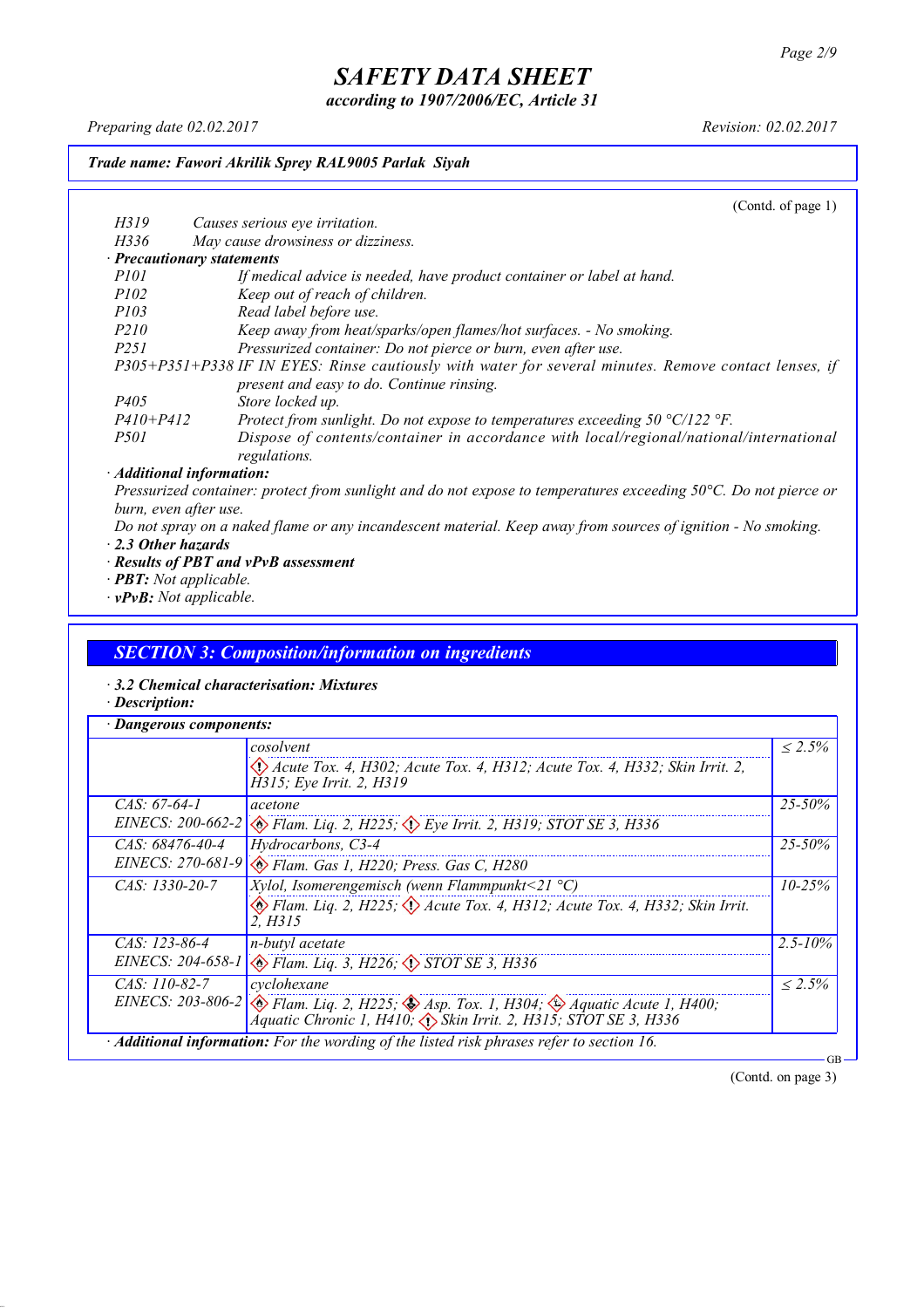(Contd. of page 1)

H319 Causes serious eye irritation.
H336 May cause drowsiness or dizziness.

· **Precautionary statements**

P101 If medical advice is needed, have product container or label at hand.
P102 Keep out of reach of children.
P103 Read label before use.
P210 Keep away from heat/sparks/open flames/hot surfaces. - No smoking.
P251 Pressurized container: Do not pierce or burn, even after use.
P305+P351+P338 IF IN EYES: Rinse cautiously with water for several minutes. Remove contact lenses, if present and easy to do. Continue rinsing.
P405 Store locked up.
P410+P412 Protect from sunlight. Do not expose to temperatures exceeding 50 °C/122 °F.
P501 Dispose of contents/container in accordance with local/regional/national/international regulations.

· **Additional information:**

Pressurized container: protect from sunlight and do not expose to temperatures exceeding 50°C. Do not pierce or burn, even after use.

Do not spray on a naked flame or any incandescent material. Keep away from sources of ignition - No smoking.

· **2.3 Other hazards**

· **Results of PBT and vPvB assessment**

· **PBT:** Not applicable.

· **vPvB:** Not applicable.

## SECTION 3: Composition/information on ingredients

· **3.2 Chemical characterisation: Mixtures**

· **Description:**

· **Dangerous components:**

| | | |
|---|---|---|
| | cosolvent<br>Acute Tox. 4, H302; Acute Tox. 4, H312; Acute Tox. 4, H332; Skin Irrit. 2, H315; Eye Irrit. 2, H319 | ≤ 2.5% |
| CAS: 67-64-1<br>EINECS: 200-662-2 | acetone<br>Flam. Liq. 2, H225; Eye Irrit. 2, H319; STOT SE 3, H336 | 25-50% |
| CAS: 68476-40-4<br>EINECS: 270-681-9 | Hydrocarbons, C3-4<br>Flam. Gas 1, H220; Press. Gas C, H280 | 25-50% |
| CAS: 1330-20-7 | Xylol, Isomerengemisch (wenn Flammpunkt<21 °C)<br>Flam. Liq. 2, H225; Acute Tox. 4, H312; Acute Tox. 4, H332; Skin Irrit. 2, H315 | 10-25% |
| CAS: 123-86-4<br>EINECS: 204-658-1 | n-butyl acetate<br>Flam. Liq. 3, H226; STOT SE 3, H336 | 2.5-10% |
| CAS: 110-82-7<br>EINECS: 203-806-2 | cyclohexane<br>Flam. Liq. 2, H225; Asp. Tox. 1, H304; Aquatic Acute 1, H400; Aquatic Chronic 1, H410; Skin Irrit. 2, H315; STOT SE 3, H336 | ≤ 2.5% |

· **Additional information:** For the wording of the listed risk phrases refer to section 16.

(Contd. on page 3)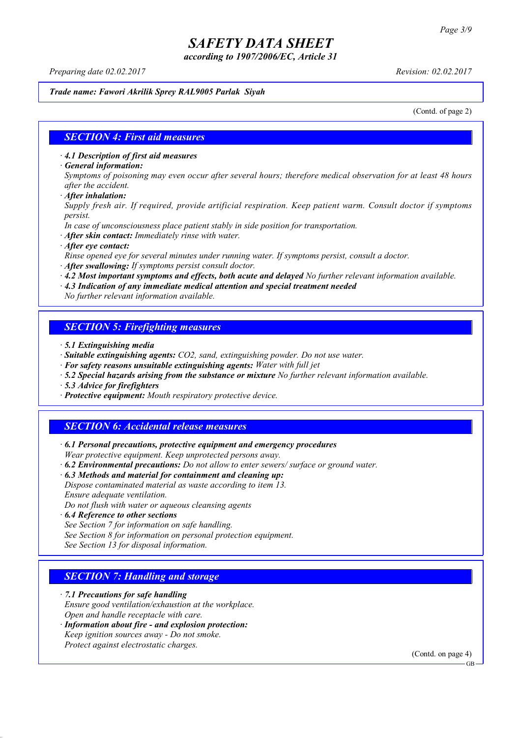*Trade name: Fawori Akrilik Sprey RAL9005 Parlak Siyah*

(Contd. of page 2)

## SECTION 4: First aid measures

· ***4.1 Description of first aid measures***

· ***General information:***

*Symptoms of poisoning may even occur after several hours; therefore medical observation for at least 48 hours after the accident.*

· ***After inhalation:***

*Supply fresh air. If required, provide artificial respiration. Keep patient warm. Consult doctor if symptoms persist.*

*In case of unconsciousness place patient stably in side position for transportation.*

· ***After skin contact:*** *Immediately rinse with water.*

· ***After eye contact:***

*Rinse opened eye for several minutes under running water. If symptoms persist, consult a doctor.*

· ***After swallowing:*** *If symptoms persist consult doctor.*

· ***4.2 Most important symptoms and effects, both acute and delayed*** *No further relevant information available.*

· ***4.3 Indication of any immediate medical attention and special treatment needed***

*No further relevant information available.*

## SECTION 5: Firefighting measures

· ***5.1 Extinguishing media***

· ***Suitable extinguishing agents:*** *$CO_2$, sand, extinguishing powder. Do not use water.*

· ***For safety reasons unsuitable extinguishing agents:*** *Water with full jet*

· ***5.2 Special hazards arising from the substance or mixture*** *No further relevant information available.*

· ***5.3 Advice for firefighters***

· ***Protective equipment:*** *Mouth respiratory protective device.*

## SECTION 6: Accidental release measures

· ***6.1 Personal precautions, protective equipment and emergency procedures***

*Wear protective equipment. Keep unprotected persons away.*

· ***6.2 Environmental precautions:*** *Do not allow to enter sewers/ surface or ground water.*

· ***6.3 Methods and material for containment and cleaning up:***

*Dispose contaminated material as waste according to item 13.*

*Ensure adequate ventilation.*

*Do not flush with water or aqueous cleansing agents*

· ***6.4 Reference to other sections***

*See Section 7 for information on safe handling.*

*See Section 8 for information on personal protection equipment.*

*See Section 13 for disposal information.*

## SECTION 7: Handling and storage

· ***7.1 Precautions for safe handling***

*Ensure good ventilation/exhaustion at the workplace.*

*Open and handle receptacle with care.*

· ***Information about fire - and explosion protection:***

*Keep ignition sources away - Do not smoke.*

*Protect against electrostatic charges.*

(Contd. on page 4)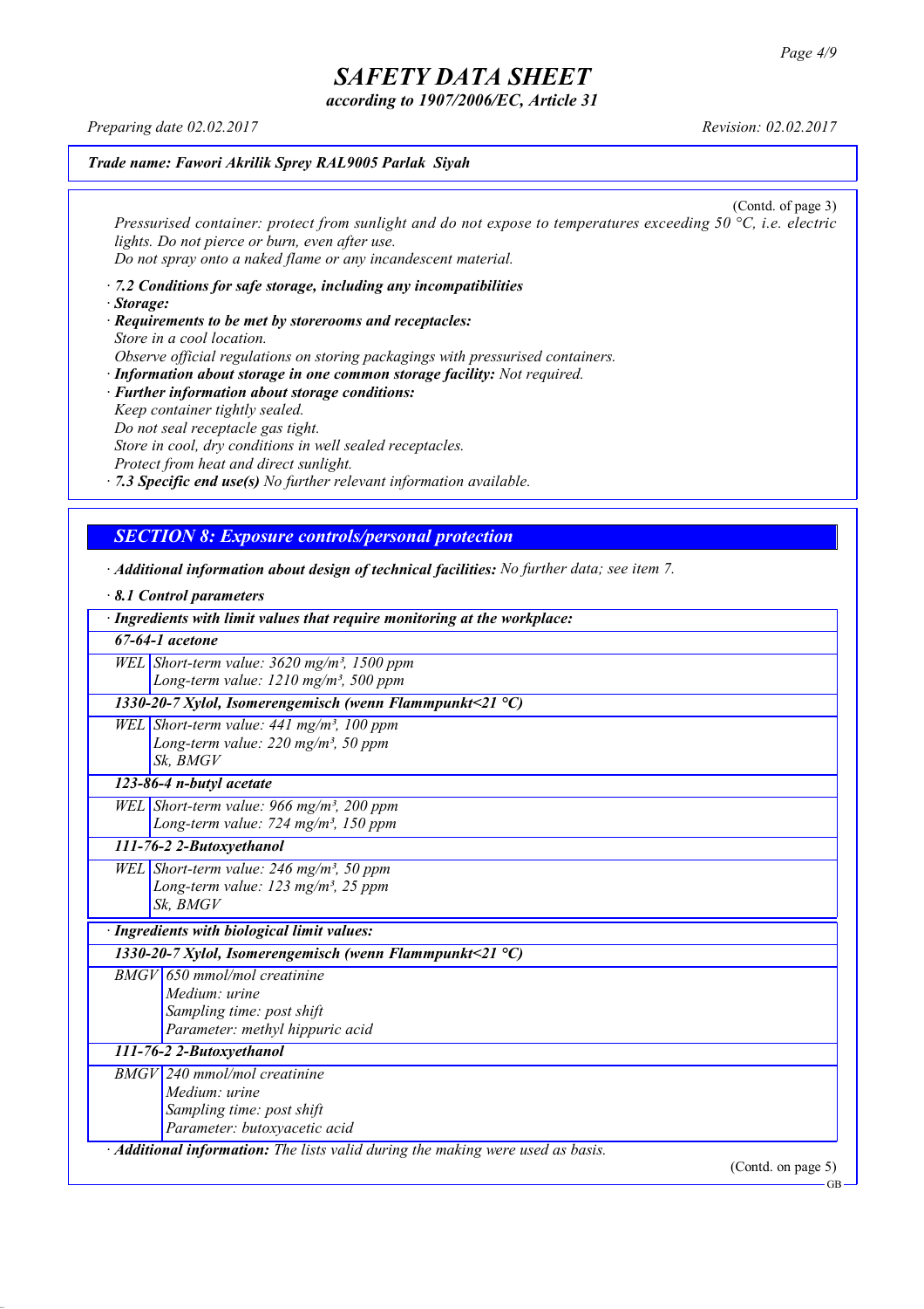(Contd. of page 3)

*Pressurised container: protect from sunlight and do not expose to temperatures exceeding 50 °C, i.e. electric lights. Do not pierce or burn, even after use.*
*Do not spray onto a naked flame or any incandescent material.*

· ***7.2 Conditions for safe storage, including any incompatibilities***
· ***Storage:***
· ***Requirements to be met by storerooms and receptacles:***
*Store in a cool location.*
*Observe official regulations on storing packagings with pressurised containers.*
· ***Information about storage in one common storage facility:*** *Not required.*
· ***Further information about storage conditions:***
*Keep container tightly sealed.*
*Do not seal receptacle gas tight.*
*Store in cool, dry conditions in well sealed receptacles.*
*Protect from heat and direct sunlight.*
· ***7.3 Specific end use(s)*** *No further relevant information available.*

## *SECTION 8: Exposure controls/personal protection*

· ***Additional information about design of technical facilities:*** *No further data; see item 7.*

· ***8.1 Control parameters***

| · ***Ingredients with limit values that require monitoring at the workplace:*** | |
|---|---|
| ***67-64-1 acetone*** | |
| *WEL* | *Short-term value: 3620 mg/m³, 1500 ppm*<br>*Long-term value: 1210 mg/m³, 500 ppm* |
| ***1330-20-7 Xylol, Isomerengemisch (wenn Flammpunkt<21 °C)*** | |
| *WEL* | *Short-term value: 441 mg/m³, 100 ppm*<br>*Long-term value: 220 mg/m³, 50 ppm*<br>*Sk, BMGV* |
| ***123-86-4 n-butyl acetate*** | |
| *WEL* | *Short-term value: 966 mg/m³, 200 ppm*<br>*Long-term value: 724 mg/m³, 150 ppm* |
| ***111-76-2 2-Butoxyethanol*** | |
| *WEL* | *Short-term value: 246 mg/m³, 50 ppm*<br>*Long-term value: 123 mg/m³, 25 ppm*<br>*Sk, BMGV* |

| · ***Ingredients with biological limit values:*** | |
|---|---|
| ***1330-20-7 Xylol, Isomerengemisch (wenn Flammpunkt<21 °C)*** | |
| *BMGV* | *650 mmol/mol creatinine*<br>*Medium: urine*<br>*Sampling time: post shift*<br>*Parameter: methyl hippuric acid* |
| ***111-76-2 2-Butoxyethanol*** | |
| *BMGV* | *240 mmol/mol creatinine*<br>*Medium: urine*<br>*Sampling time: post shift*<br>*Parameter: butoxyacetic acid* |

· ***Additional information:*** *The lists valid during the making were used as basis.*

(Contd. on page 5)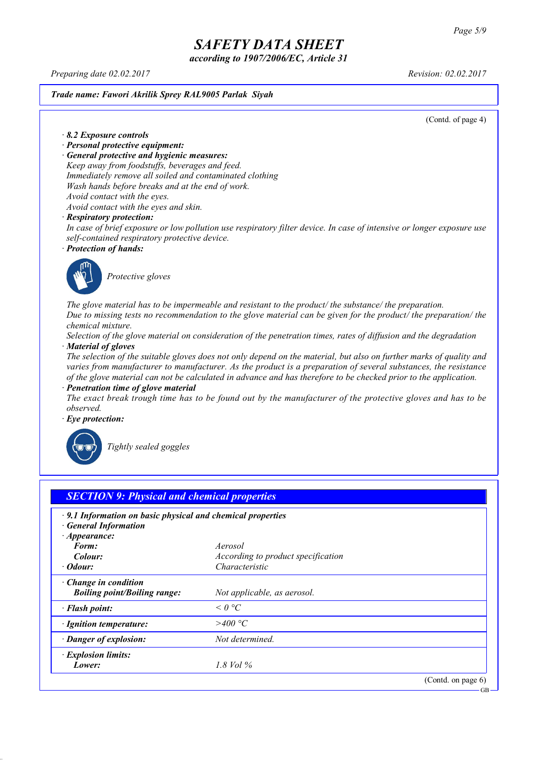*Trade name: Fawori Akrilik Sprey RAL9005 Parlak Siyah*

(Contd. of page 4)

· **8.2 Exposure controls**
· **Personal protective equipment:**
· **General protective and hygienic measures:**
Keep away from foodstuffs, beverages and feed.
Immediately remove all soiled and contaminated clothing
Wash hands before breaks and at the end of work.
Avoid contact with the eyes.
Avoid contact with the eyes and skin.
· **Respiratory protection:**
In case of brief exposure or low pollution use respiratory filter device. In case of intensive or longer exposure use self-contained respiratory protective device.
· **Protection of hands:**

Protective gloves

The glove material has to be impermeable and resistant to the product/ the substance/ the preparation.
Due to missing tests no recommendation to the glove material can be given for the product/ the preparation/ the chemical mixture.
Selection of the glove material on consideration of the penetration times, rates of diffusion and the degradation
· **Material of gloves**
The selection of the suitable gloves does not only depend on the material, but also on further marks of quality and varies from manufacturer to manufacturer. As the product is a preparation of several substances, the resistance of the glove material can not be calculated in advance and has therefore to be checked prior to the application.
· **Penetration time of glove material**
The exact break trough time has to be found out by the manufacturer of the protective gloves and has to be observed.
· **Eye protection:**

Tightly sealed goggles

## SECTION 9: Physical and chemical properties

| | |
|---|---|
| · **9.1 Information on basic physical and chemical properties** | |
| · **General Information** | |
| · **Appearance:** | |
| **Form:** | Aerosol |
| **Colour:** | According to product specification |
| · **Odour:** | Characteristic |
| · **Change in condition** | |
| **Boiling point/Boiling range:** | Not applicable, as aerosol. |
| · **Flash point:** | < 0 °C |
| · **Ignition temperature:** | >400 °C |
| · **Danger of explosion:** | Not determined. |
| · **Explosion limits:** | |
| **Lower:** | 1.8 Vol % |

(Contd. on page 6)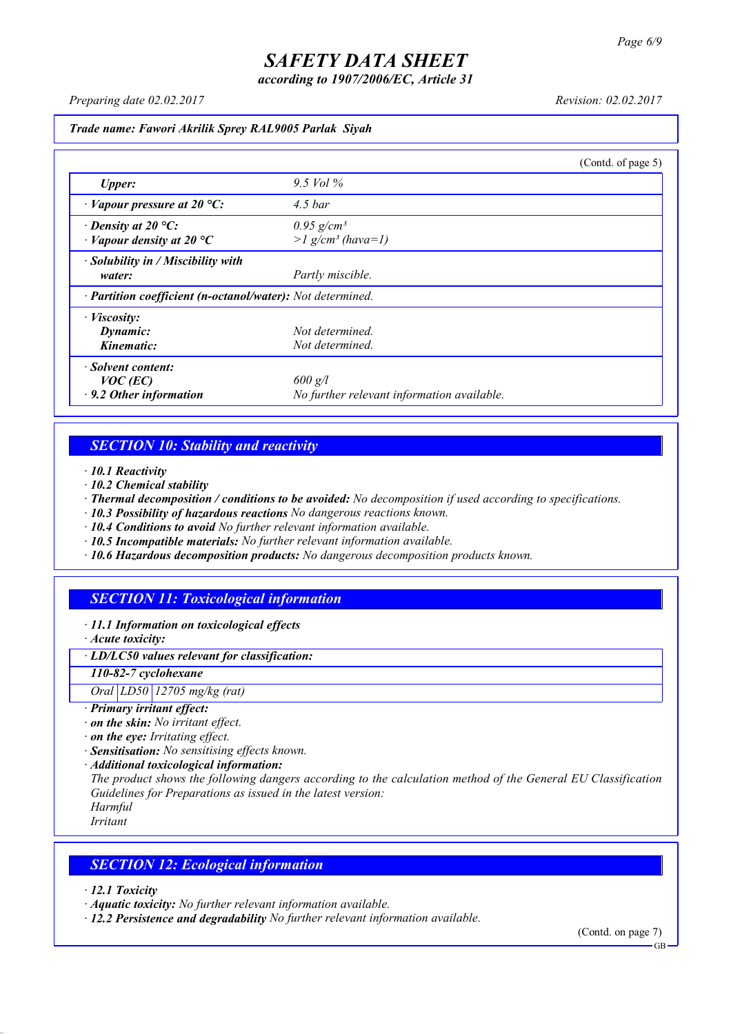# SAFETY DATA SHEET

*according to 1907/2006/EC, Article 31*

*Preparing date 02.02.2017* *Revision: 02.02.2017*

***Trade name: Fawori Akrilik Sprey RAL9005 Parlak Siyah***

(Contd. of page 5)

| | |
|---|---|
| ***Upper:*** | *9.5 Vol %* |
| *· **Vapour pressure at 20 °C:*** | *4.5 bar* |
| *· **Density at 20 °C:***<br>*· **Vapour density at 20 °C*** | *0.95 g/cm³*<br>*>1 g/cm³ (hava=1)* |
| *· **Solubility in / Miscibility with water:*** | *Partly miscible.* |
| *· **Partition coefficient (n-octanol/water):*** | *Not determined.* |
| *· **Viscosity:***<br>***Dynamic:***<br>***Kinematic:*** | <br>*Not determined.*<br>*Not determined.* |
| *· **Solvent content:***<br>***VOC (EC)***<br>*· **9.2 Other information*** | <br>*600 g/l*<br>*No further relevant information available.* |

## *SECTION 10: Stability and reactivity*

- ***10.1 Reactivity***
- ***10.2 Chemical stability***
- ***Thermal decomposition / conditions to be avoided:*** *No decomposition if used according to specifications.*
- ***10.3 Possibility of hazardous reactions*** *No dangerous reactions known.*
- ***10.4 Conditions to avoid*** *No further relevant information available.*
- ***10.5 Incompatible materials:*** *No further relevant information available.*
- ***10.6 Hazardous decomposition products:*** *No dangerous decomposition products known.*

## *SECTION 11: Toxicological information*

- ***11.1 Information on toxicological effects***
- ***Acute toxicity:***

| ***· LD/LC50 values relevant for classification:*** | | |
|---|---|---|
| ***110-82-7 cyclohexane*** | | |
| *Oral* | *LD50* | *12705 mg/kg (rat)* |

- ***Primary irritant effect:***
- ***on the skin:*** *No irritant effect.*
- ***on the eye:*** *Irritating effect.*
- ***Sensitisation:*** *No sensitising effects known.*
- ***Additional toxicological information:***

*The product shows the following dangers according to the calculation method of the General EU Classification Guidelines for Preparations as issued in the latest version:*
*Harmful*
*Irritant*

## *SECTION 12: Ecological information*

- ***12.1 Toxicity***
- ***Aquatic toxicity:*** *No further relevant information available.*
- ***12.2 Persistence and degradability*** *No further relevant information available.*

(Contd. on page 7)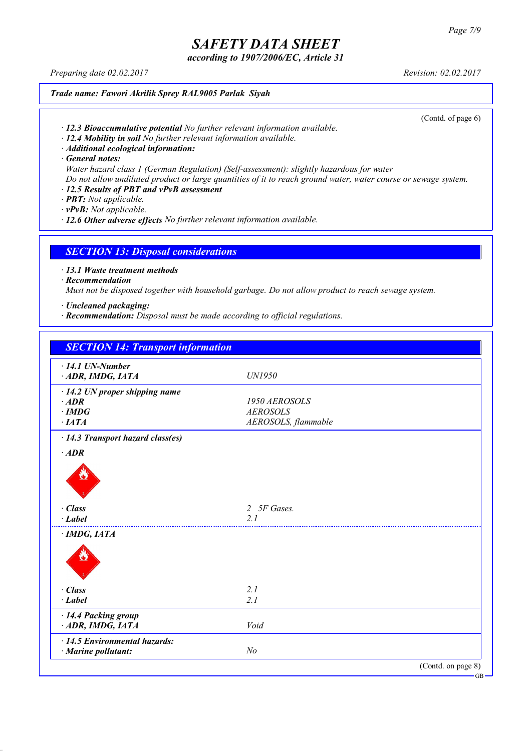# SAFETY DATA SHEET

*according to 1907/2006/EC, Article 31*

Preparing date 02.02.2017 Revision: 02.02.2017

**Trade name: Fawori Akrilik Sprey RAL9005 Parlak Siyah**

(Contd. of page 6)

- **12.3 Bioaccumulative potential** No further relevant information available.
- **12.4 Mobility in soil** No further relevant information available.
- **Additional ecological information:**
- **General notes:**
  Water hazard class 1 (German Regulation) (Self-assessment): slightly hazardous for water
  Do not allow undiluted product or large quantities of it to reach ground water, water course or sewage system.
- **12.5 Results of PBT and vPvB assessment**
- **PBT:** Not applicable.
- **vPvB:** Not applicable.
- **12.6 Other adverse effects** No further relevant information available.

## SECTION 13: Disposal considerations

- **13.1 Waste treatment methods**
- **Recommendation**
  Must not be disposed together with household garbage. Do not allow product to reach sewage system.
- **Uncleaned packaging:**
- **Recommendation:** Disposal must be made according to official regulations.

## SECTION 14: Transport information

| | |
|---|---|
| **· 14.1 UN-Number** | |
| **· ADR, IMDG, IATA** | UN1950 |
| **· 14.2 UN proper shipping name** | |
| **· ADR** | 1950 AEROSOLS |
| **· IMDG** | AEROSOLS |
| **· IATA** | AEROSOLS, flammable |
| **· 14.3 Transport hazard class(es)** | |
| **· ADR** | |
| **· Class** | 2 5F Gases. |
| **· Label** | 2.1 |
| **· IMDG, IATA** | |
| **· Class** | 2.1 |
| **· Label** | 2.1 |
| **· 14.4 Packing group** | |
| **· ADR, IMDG, IATA** | Void |
| **· 14.5 Environmental hazards:** | |
| **· Marine pollutant:** | No |

(Contd. on page 8)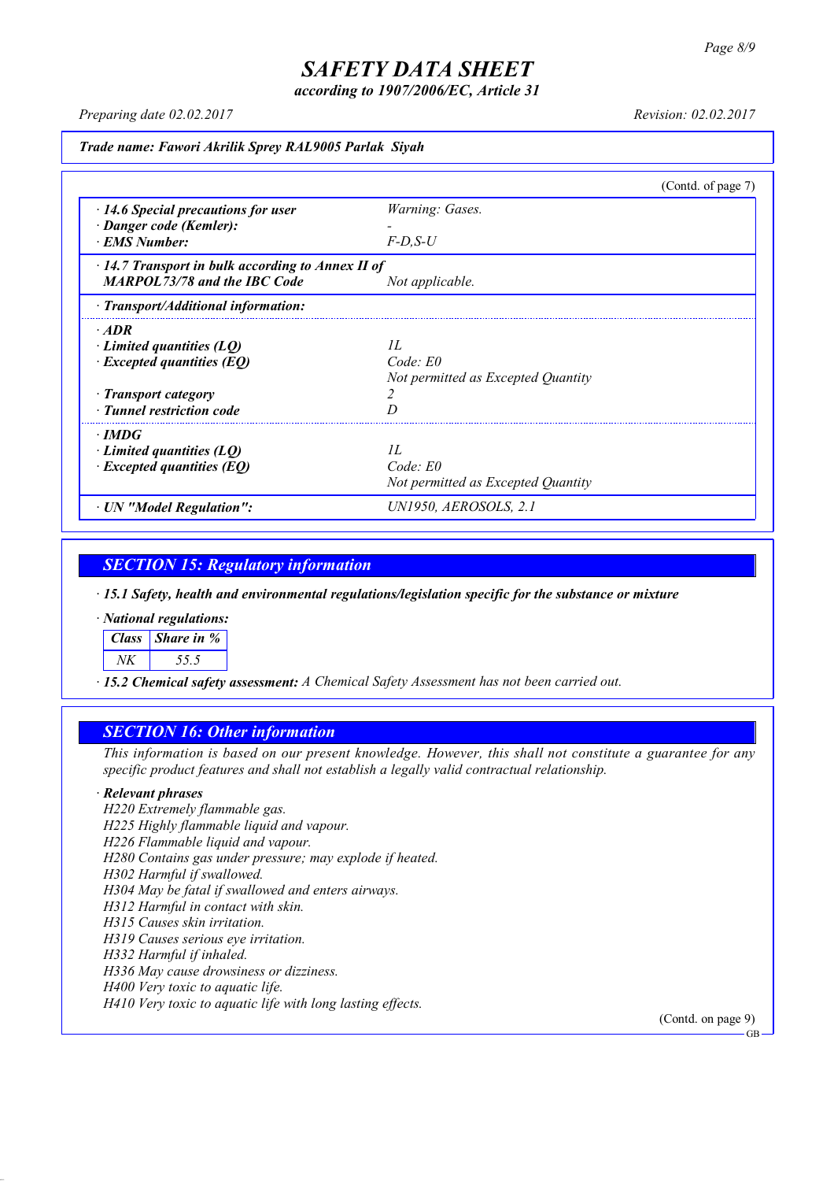# SAFETY DATA SHEET

*according to 1907/2006/EC, Article 31*

*Preparing date 02.02.2017* *Revision: 02.02.2017*

***Trade name: Fawori Akrilik Sprey RAL9005 Parlak Siyah***

(Contd. of page 7)

| | |
|---|---|
| · ***14.6 Special precautions for user*** | *Warning: Gases.* |
| · ***Danger code (Kemler):*** | *-* |
| · ***EMS Number:*** | *F-D,S-U* |
| · ***14.7 Transport in bulk according to Annex II of MARPOL73/78 and the IBC Code*** | *Not applicable.* |
| · ***Transport/Additional information:*** | |
| · ***ADR*** | |
| · ***Limited quantities (LQ)*** | *1L* |
| · ***Excepted quantities (EQ)*** | *Code: E0*<br>*Not permitted as Excepted Quantity* |
| · ***Transport category*** | *2* |
| · ***Tunnel restriction code*** | *D* |
| · ***IMDG*** | |
| · ***Limited quantities (LQ)*** | *1L* |
| · ***Excepted quantities (EQ)*** | *Code: E0*<br>*Not permitted as Excepted Quantity* |
| · ***UN "Model Regulation":*** | *UN1950, AEROSOLS, 2.1* |

## SECTION 15: Regulatory information

· ***15.1 Safety, health and environmental regulations/legislation specific for the substance or mixture***

· ***National regulations:***

| Class | Share in % |
|---|---|
| NK | 55.5 |

· ***15.2 Chemical safety assessment:*** *A Chemical Safety Assessment has not been carried out.*

## SECTION 16: Other information

*This information is based on our present knowledge. However, this shall not constitute a guarantee for any specific product features and shall not establish a legally valid contractual relationship.*

· ***Relevant phrases***

*H220 Extremely flammable gas.*
*H225 Highly flammable liquid and vapour.*
*H226 Flammable liquid and vapour.*
*H280 Contains gas under pressure; may explode if heated.*
*H302 Harmful if swallowed.*
*H304 May be fatal if swallowed and enters airways.*
*H312 Harmful in contact with skin.*
*H315 Causes skin irritation.*
*H319 Causes serious eye irritation.*
*H332 Harmful if inhaled.*
*H336 May cause drowsiness or dizziness.*
*H400 Very toxic to aquatic life.*
*H410 Very toxic to aquatic life with long lasting effects.*

(Contd. on page 9)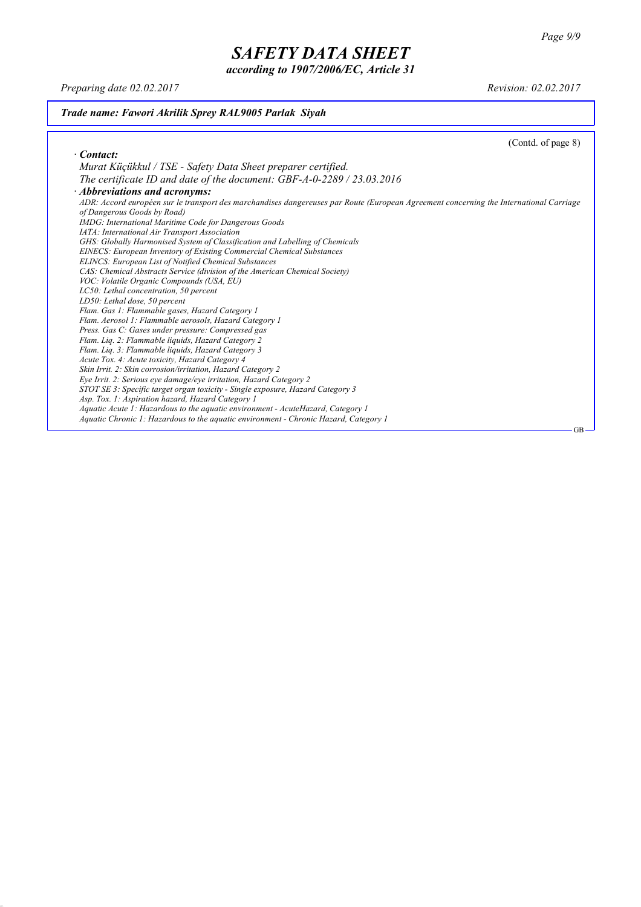# SAFETY DATA SHEET

*according to 1907/2006/EC, Article 31*

*Preparing date 02.02.2017* *Revision: 02.02.2017*

***Trade name: Fawori Akrilik Sprey RAL9005 Parlak Siyah***

(Contd. of page 8)

· ***Contact:***

*Murat Küçükkul / TSE - Safety Data Sheet preparer certified.*

*The certificate ID and date of the document: GBF-A-0-2289 / 23.03.2016*

· ***Abbreviations and acronyms:***

*ADR: Accord européen sur le transport des marchandises dangereuses par Route (European Agreement concerning the International Carriage of Dangerous Goods by Road)*
*IMDG: International Maritime Code for Dangerous Goods*
*IATA: International Air Transport Association*
*GHS: Globally Harmonised System of Classification and Labelling of Chemicals*
*EINECS: European Inventory of Existing Commercial Chemical Substances*
*ELINCS: European List of Notified Chemical Substances*
*CAS: Chemical Abstracts Service (division of the American Chemical Society)*
*VOC: Volatile Organic Compounds (USA, EU)*
*LC50: Lethal concentration, 50 percent*
*LD50: Lethal dose, 50 percent*
*Flam. Gas 1: Flammable gases, Hazard Category 1*
*Flam. Aerosol 1: Flammable aerosols, Hazard Category 1*
*Press. Gas C: Gases under pressure: Compressed gas*
*Flam. Liq. 2: Flammable liquids, Hazard Category 2*
*Flam. Liq. 3: Flammable liquids, Hazard Category 3*
*Acute Tox. 4: Acute toxicity, Hazard Category 4*
*Skin Irrit. 2: Skin corrosion/irritation, Hazard Category 2*
*Eye Irrit. 2: Serious eye damage/eye irritation, Hazard Category 2*
*STOT SE 3: Specific target organ toxicity - Single exposure, Hazard Category 3*
*Asp. Tox. 1: Aspiration hazard, Hazard Category 1*
*Aquatic Acute 1: Hazardous to the aquatic environment - AcuteHazard, Category 1*
*Aquatic Chronic 1: Hazardous to the aquatic environment - Chronic Hazard, Category 1*

GB